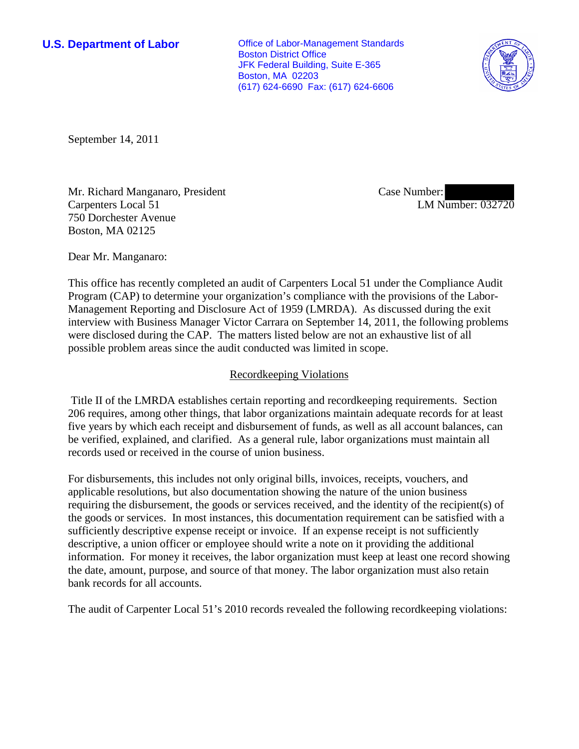**U.S. Department of Labor**

Office of Labor-Management Standards
Boston District Office
JFK Federal Building, Suite E-365
Boston, MA 02203
(617) 624-6690 Fax: (617) 624-6606

September 14, 2011

Mr. Richard Manganaro, President
Carpenters Local 51
750 Dorchester Avenue
Boston, MA 02125

Case Number: 
LM Number: 032720

Dear Mr. Manganaro:

This office has recently completed an audit of Carpenters Local 51 under the Compliance Audit Program (CAP) to determine your organization's compliance with the provisions of the Labor-Management Reporting and Disclosure Act of 1959 (LMRDA). As discussed during the exit interview with Business Manager Victor Carrara on September 14, 2011, the following problems were disclosed during the CAP. The matters listed below are not an exhaustive list of all possible problem areas since the audit conducted was limited in scope.

## Recordkeeping Violations

Title II of the LMRDA establishes certain reporting and recordkeeping requirements. Section 206 requires, among other things, that labor organizations maintain adequate records for at least five years by which each receipt and disbursement of funds, as well as all account balances, can be verified, explained, and clarified. As a general rule, labor organizations must maintain all records used or received in the course of union business.

For disbursements, this includes not only original bills, invoices, receipts, vouchers, and applicable resolutions, but also documentation showing the nature of the union business requiring the disbursement, the goods or services received, and the identity of the recipient(s) of the goods or services. In most instances, this documentation requirement can be satisfied with a sufficiently descriptive expense receipt or invoice. If an expense receipt is not sufficiently descriptive, a union officer or employee should write a note on it providing the additional information. For money it receives, the labor organization must keep at least one record showing the date, amount, purpose, and source of that money. The labor organization must also retain bank records for all accounts.

The audit of Carpenter Local 51's 2010 records revealed the following recordkeeping violations: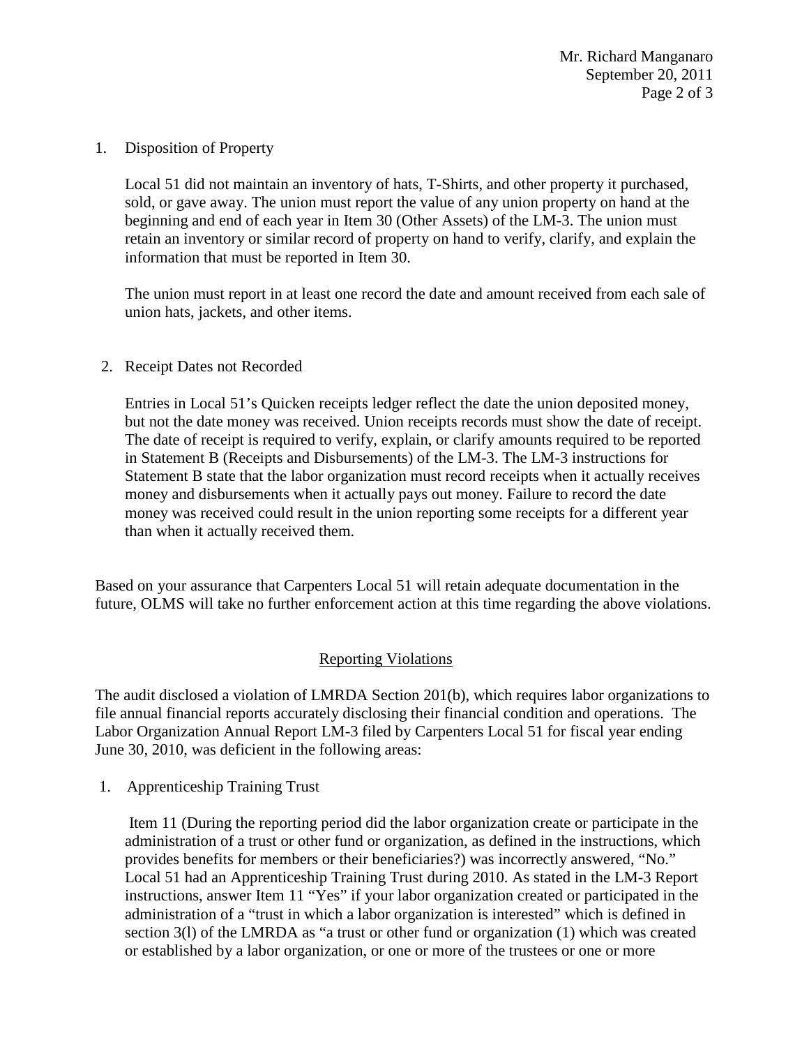1. Disposition of Property

   Local 51 did not maintain an inventory of hats, T-Shirts, and other property it purchased, sold, or gave away. The union must report the value of any union property on hand at the beginning and end of each year in Item 30 (Other Assets) of the LM-3. The union must retain an inventory or similar record of property on hand to verify, clarify, and explain the information that must be reported in Item 30.

   The union must report in at least one record the date and amount received from each sale of union hats, jackets, and other items.

2. Receipt Dates not Recorded

   Entries in Local 51's Quicken receipts ledger reflect the date the union deposited money, but not the date money was received. Union receipts records must show the date of receipt. The date of receipt is required to verify, explain, or clarify amounts required to be reported in Statement B (Receipts and Disbursements) of the LM-3. The LM-3 instructions for Statement B state that the labor organization must record receipts when it actually receives money and disbursements when it actually pays out money. Failure to record the date money was received could result in the union reporting some receipts for a different year than when it actually received them.

Based on your assurance that Carpenters Local 51 will retain adequate documentation in the future, OLMS will take no further enforcement action at this time regarding the above violations.

## Reporting Violations

The audit disclosed a violation of LMRDA Section 201(b), which requires labor organizations to file annual financial reports accurately disclosing their financial condition and operations. The Labor Organization Annual Report LM-3 filed by Carpenters Local 51 for fiscal year ending June 30, 2010, was deficient in the following areas:

1. Apprenticeship Training Trust

   Item 11 (During the reporting period did the labor organization create or participate in the administration of a trust or other fund or organization, as defined in the instructions, which provides benefits for members or their beneficiaries?) was incorrectly answered, "No." Local 51 had an Apprenticeship Training Trust during 2010. As stated in the LM-3 Report instructions, answer Item 11 "Yes" if your labor organization created or participated in the administration of a "trust in which a labor organization is interested" which is defined in section 3(l) of the LMRDA as "a trust or other fund or organization (1) which was created or established by a labor organization, or one or more of the trustees or one or more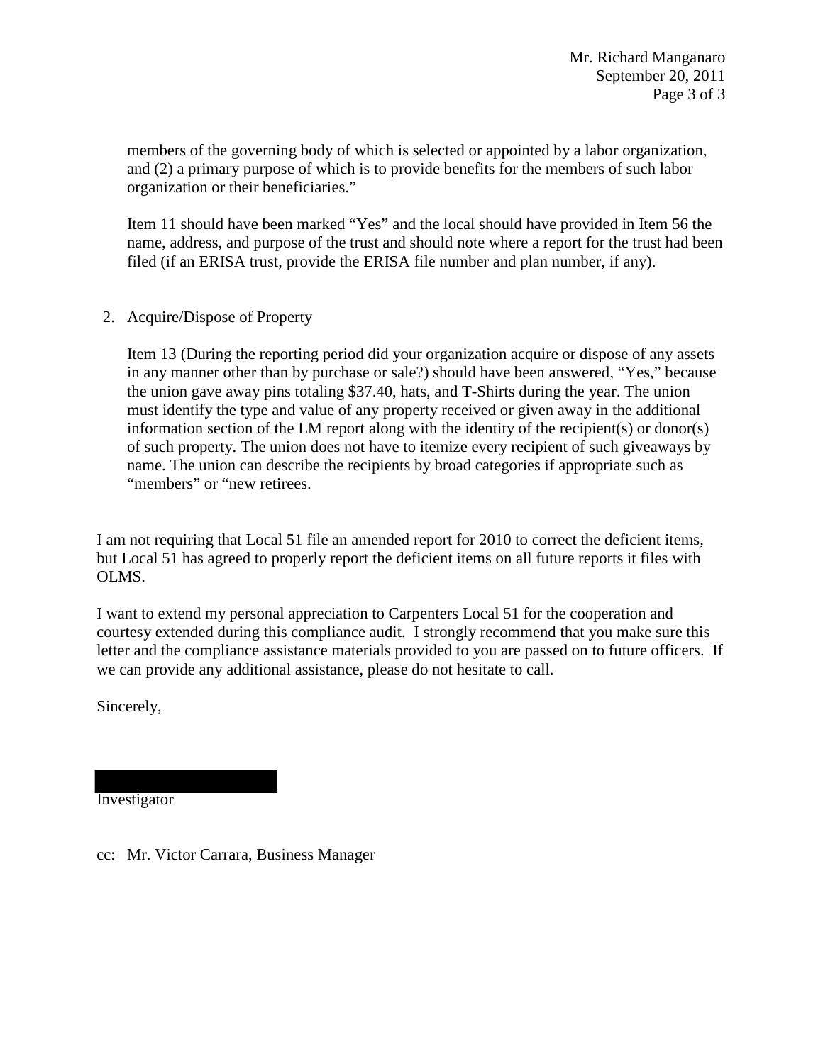members of the governing body of which is selected or appointed by a labor organization, and (2) a primary purpose of which is to provide benefits for the members of such labor organization or their beneficiaries."

Item 11 should have been marked "Yes" and the local should have provided in Item 56 the name, address, and purpose of the trust and should note where a report for the trust had been filed (if an ERISA trust, provide the ERISA file number and plan number, if any).

2. Acquire/Dispose of Property

   Item 13 (During the reporting period did your organization acquire or dispose of any assets in any manner other than by purchase or sale?) should have been answered, "Yes," because the union gave away pins totaling $37.40, hats, and T-Shirts during the year. The union must identify the type and value of any property received or given away in the additional information section of the LM report along with the identity of the recipient(s) or donor(s) of such property. The union does not have to itemize every recipient of such giveaways by name. The union can describe the recipients by broad categories if appropriate such as "members" or "new retirees.

I am not requiring that Local 51 file an amended report for 2010 to correct the deficient items, but Local 51 has agreed to properly report the deficient items on all future reports it files with OLMS.

I want to extend my personal appreciation to Carpenters Local 51 for the cooperation and courtesy extended during this compliance audit. I strongly recommend that you make sure this letter and the compliance assistance materials provided to you are passed on to future officers. If we can provide any additional assistance, please do not hesitate to call.

Sincerely,

Investigator

cc: Mr. Victor Carrara, Business Manager